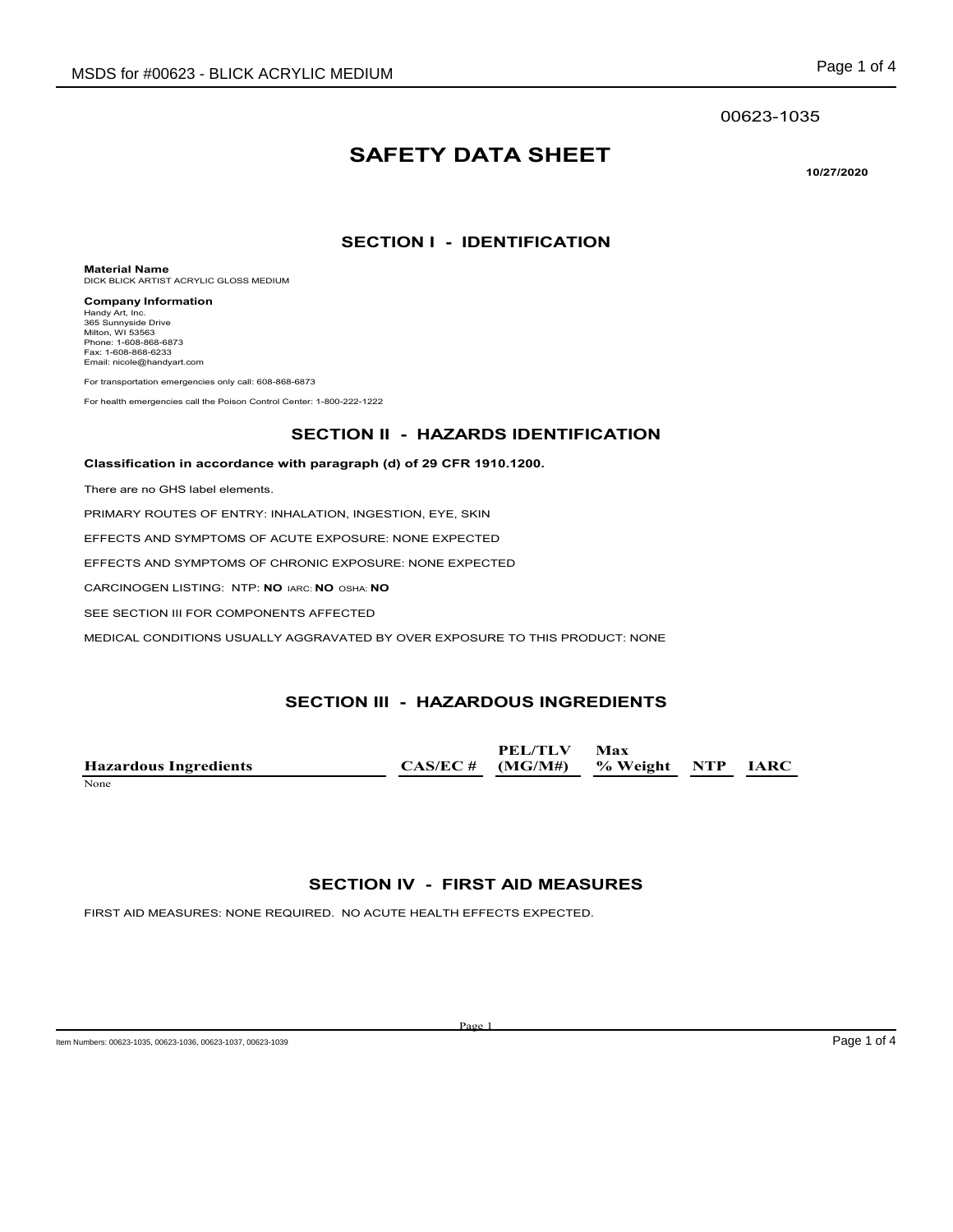00623-1035

# SAFETY DATA SHEET

**10/27/2020**

## SECTION I - IDENTIFICATION

**Material Name**
DICK BLICK ARTIST ACRYLIC GLOSS MEDIUM

**Company Information**
Handy Art, Inc.
365 Sunnyside Drive
Milton, WI 53563
Phone: 1-608-868-6873
Fax: 1-608-868-6233
Email: nicole@handyart.com

For transportation emergencies only call: 608-868-6873

For health emergencies call the Poison Control Center: 1-800-222-1222

## SECTION II - HAZARDS IDENTIFICATION

**Classification in accordance with paragraph (d) of 29 CFR 1910.1200.**

There are no GHS label elements.

PRIMARY ROUTES OF ENTRY: INHALATION, INGESTION, EYE, SKIN

EFFECTS AND SYMPTOMS OF ACUTE EXPOSURE: NONE EXPECTED

EFFECTS AND SYMPTOMS OF CHRONIC EXPOSURE: NONE EXPECTED

CARCINOGEN LISTING: NTP: **NO** IARC: **NO** OSHA: **NO**

SEE SECTION III FOR COMPONENTS AFFECTED

MEDICAL CONDITIONS USUALLY AGGRAVATED BY OVER EXPOSURE TO THIS PRODUCT: NONE

## SECTION III - HAZARDOUS INGREDIENTS

| Hazardous Ingredients | CAS/EC # | PEL/TLV (MG/M#) | Max % Weight | NTP | IARC |
|---|---|---|---|---|---|
| None | | | | | |

## SECTION IV - FIRST AID MEASURES

FIRST AID MEASURES: NONE REQUIRED. NO ACUTE HEALTH EFFECTS EXPECTED.

Item Numbers: 00623-1035, 00623-1036, 00623-1037, 00623-1039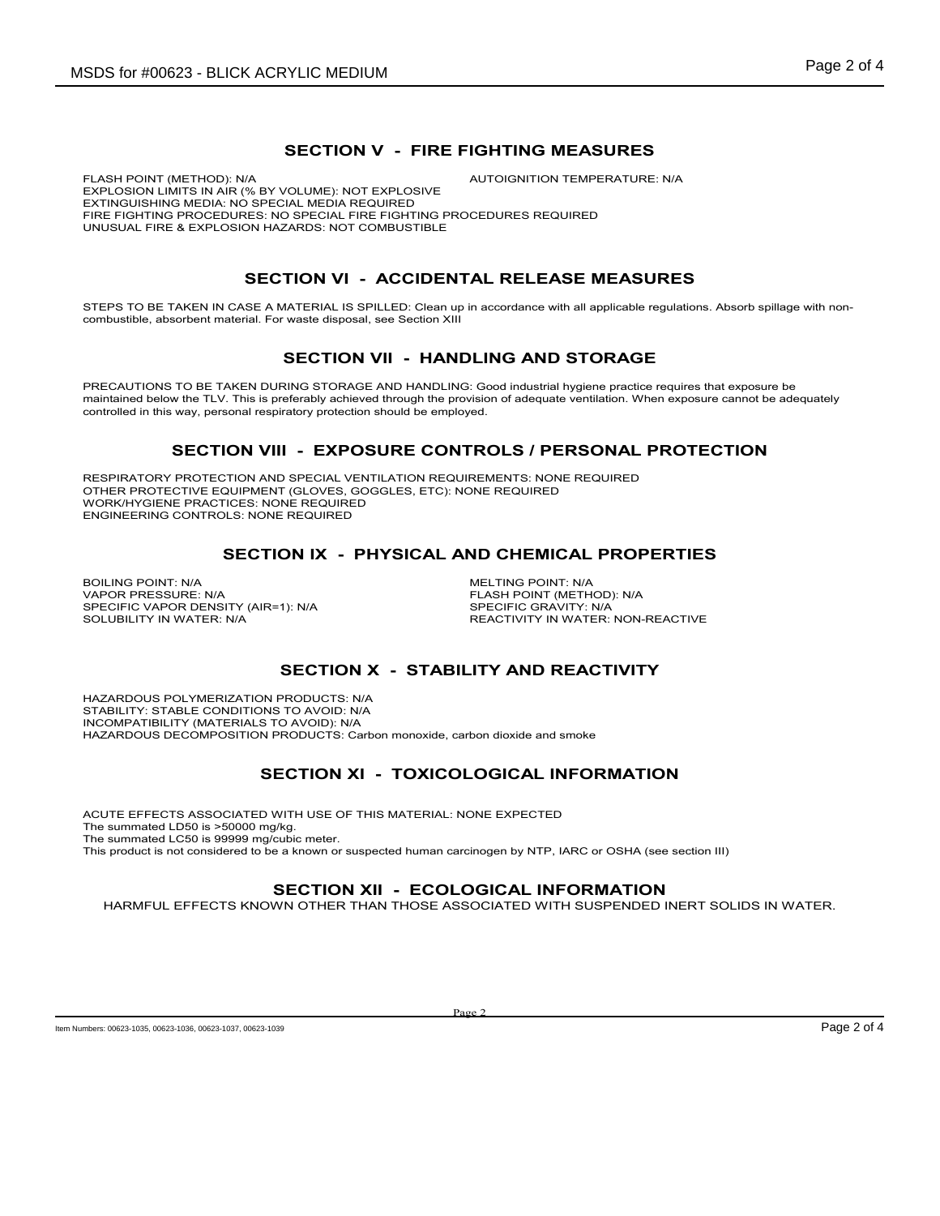## SECTION V - FIRE FIGHTING MEASURES

FLASH POINT (METHOD): N/A

AUTOIGNITION TEMPERATURE: N/A

EXPLOSION LIMITS IN AIR (% BY VOLUME): NOT EXPLOSIVE

EXTINGUISHING MEDIA: NO SPECIAL MEDIA REQUIRED

FIRE FIGHTING PROCEDURES: NO SPECIAL FIRE FIGHTING PROCEDURES REQUIRED

UNUSUAL FIRE & EXPLOSION HAZARDS: NOT COMBUSTIBLE

## SECTION VI - ACCIDENTAL RELEASE MEASURES

STEPS TO BE TAKEN IN CASE A MATERIAL IS SPILLED: Clean up in accordance with all applicable regulations. Absorb spillage with non-combustible, absorbent material. For waste disposal, see Section XIII

## SECTION VII - HANDLING AND STORAGE

PRECAUTIONS TO BE TAKEN DURING STORAGE AND HANDLING: Good industrial hygiene practice requires that exposure be maintained below the TLV. This is preferably achieved through the provision of adequate ventilation. When exposure cannot be adequately controlled in this way, personal respiratory protection should be employed.

## SECTION VIII - EXPOSURE CONTROLS / PERSONAL PROTECTION

RESPIRATORY PROTECTION AND SPECIAL VENTILATION REQUIREMENTS: NONE REQUIRED

OTHER PROTECTIVE EQUIPMENT (GLOVES, GOGGLES, ETC): NONE REQUIRED

WORK/HYGIENE PRACTICES: NONE REQUIRED

ENGINEERING CONTROLS: NONE REQUIRED

## SECTION IX - PHYSICAL AND CHEMICAL PROPERTIES

BOILING POINT: N/A

VAPOR PRESSURE: N/A

SPECIFIC VAPOR DENSITY (AIR=1): N/A

SOLUBILITY IN WATER: N/A

MELTING POINT: N/A

FLASH POINT (METHOD): N/A

SPECIFIC GRAVITY: N/A

REACTIVITY IN WATER: NON-REACTIVE

## SECTION X - STABILITY AND REACTIVITY

HAZARDOUS POLYMERIZATION PRODUCTS: N/A

STABILITY: STABLE CONDITIONS TO AVOID: N/A

INCOMPATIBILITY (MATERIALS TO AVOID): N/A

HAZARDOUS DECOMPOSITION PRODUCTS: Carbon monoxide, carbon dioxide and smoke

## SECTION XI - TOXICOLOGICAL INFORMATION

ACUTE EFFECTS ASSOCIATED WITH USE OF THIS MATERIAL: NONE EXPECTED

The summated LD50 is >50000 mg/kg.

The summated LC50 is 99999 mg/cubic meter.

This product is not considered to be a known or suspected human carcinogen by NTP, IARC or OSHA (see section III)

## SECTION XII - ECOLOGICAL INFORMATION

HARMFUL EFFECTS KNOWN OTHER THAN THOSE ASSOCIATED WITH SUSPENDED INERT SOLIDS IN WATER.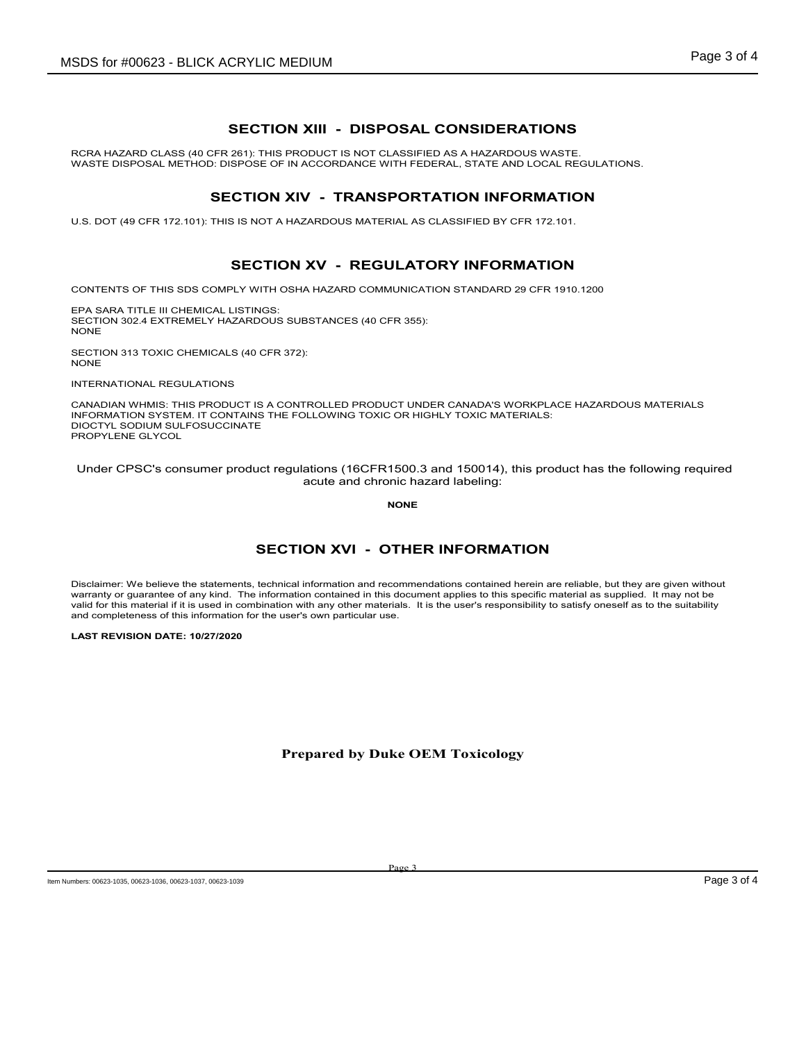## SECTION XIII - DISPOSAL CONSIDERATIONS

RCRA HAZARD CLASS (40 CFR 261): THIS PRODUCT IS NOT CLASSIFIED AS A HAZARDOUS WASTE.
WASTE DISPOSAL METHOD: DISPOSE OF IN ACCORDANCE WITH FEDERAL, STATE AND LOCAL REGULATIONS.

## SECTION XIV - TRANSPORTATION INFORMATION

U.S. DOT (49 CFR 172.101): THIS IS NOT A HAZARDOUS MATERIAL AS CLASSIFIED BY CFR 172.101.

## SECTION XV - REGULATORY INFORMATION

CONTENTS OF THIS SDS COMPLY WITH OSHA HAZARD COMMUNICATION STANDARD 29 CFR 1910.1200

EPA SARA TITLE III CHEMICAL LISTINGS:
SECTION 302.4 EXTREMELY HAZARDOUS SUBSTANCES (40 CFR 355):
NONE

SECTION 313 TOXIC CHEMICALS (40 CFR 372):
NONE

INTERNATIONAL REGULATIONS

CANADIAN WHMIS: THIS PRODUCT IS A CONTROLLED PRODUCT UNDER CANADA'S WORKPLACE HAZARDOUS MATERIALS INFORMATION SYSTEM. IT CONTAINS THE FOLLOWING TOXIC OR HIGHLY TOXIC MATERIALS:
DIOCTYL SODIUM SULFOSUCCINATE
PROPYLENE GLYCOL

Under CPSC's consumer product regulations (16CFR1500.3 and 150014), this product has the following required acute and chronic hazard labeling:

**NONE**

## SECTION XVI - OTHER INFORMATION

Disclaimer: We believe the statements, technical information and recommendations contained herein are reliable, but they are given without warranty or guarantee of any kind. The information contained in this document applies to this specific material as supplied. It may not be valid for this material if it is used in combination with any other materials. It is the user's responsibility to satisfy oneself as to the suitability and completeness of this information for the user's own particular use.

**LAST REVISION DATE: 10/27/2020**

**Prepared by Duke OEM Toxicology**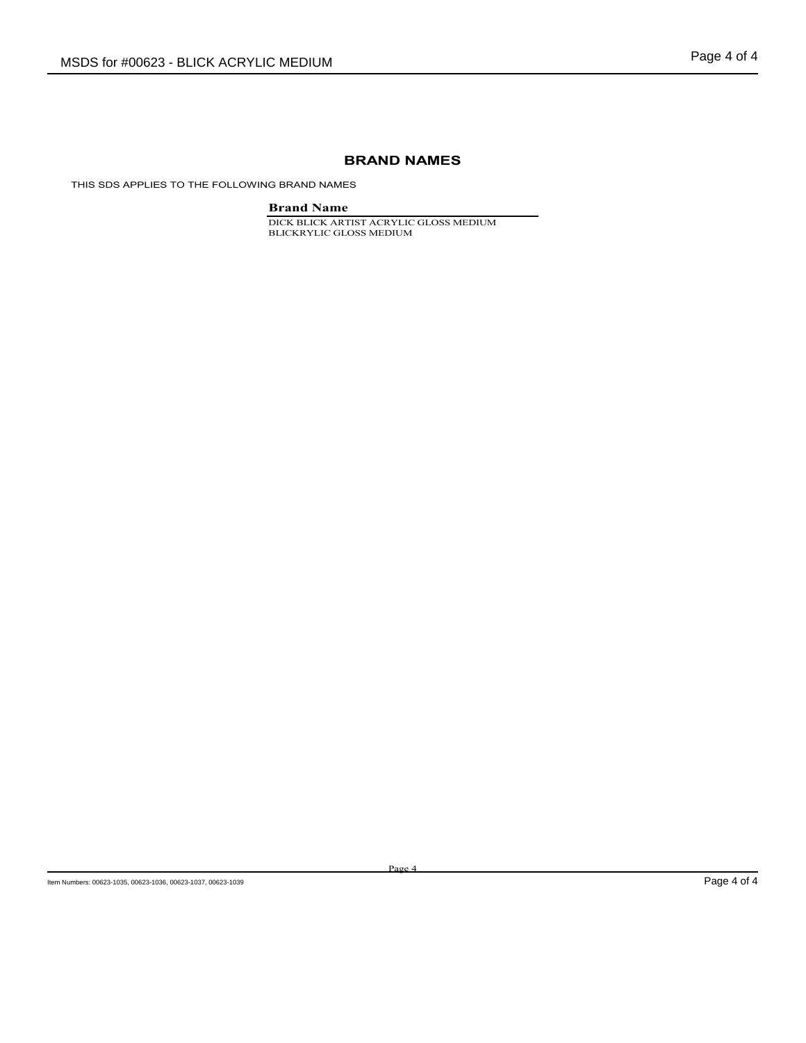## BRAND NAMES

THIS SDS APPLIES TO THE FOLLOWING BRAND NAMES

| Brand Name |
| --- |
| DICK BLICK ARTIST ACRYLIC GLOSS MEDIUM |
| BLICKRYLIC GLOSS MEDIUM |

Item Numbers: 00623-1035, 00623-1036, 00623-1037, 00623-1039